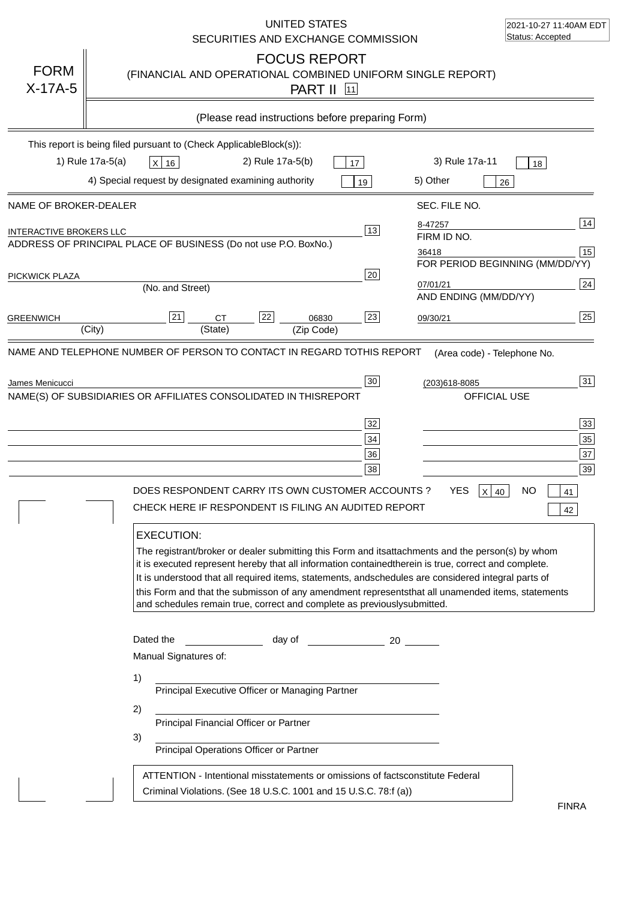UNITED STATES
SECURITIES AND EXCHANGE COMMISSION

2021-10-27 11:40AM EDT
Status: Accepted

# FORM X-17A-5

## FOCUS REPORT
### (FINANCIAL AND OPERATIONAL COMBINED UNIFORM SINGLE REPORT)
### PART II [11]

(Please read instructions before preparing Form)

This report is being filed pursuant to (Check Applicable Block(s)):

1) Rule 17a-5(a) [X] 16    2) Rule 17a-5(b) [ ] 17    3) Rule 17a-11 [ ] 18

4) Special request by designated examining authority [ ] 19    5) Other [ ] 26

| NAME OF BROKER-DEALER | | SEC. FILE NO. | |
|---|---|---|---|
| INTERACTIVE BROKERS LLC | 13 | 8-47257 | 14 |
| ADDRESS OF PRINCIPAL PLACE OF BUSINESS (Do not use P.O. Box No.) | | FIRM ID NO. | |
| | | 36418 | 15 |
| | | FOR PERIOD BEGINNING (MM/DD/YY) | |
| PICKWICK PLAZA (No. and Street) | 20 | 07/01/21 | 24 |
| | | AND ENDING (MM/DD/YY) | |
| GREENWICH (City) [21] CT (State) [22] 06830 (Zip Code) | 23 | 09/30/21 | 25 |

NAME AND TELEPHONE NUMBER OF PERSON TO CONTACT IN REGARD TO THIS REPORT — (Area code) - Telephone No.

| | | | |
|---|---|---|---|
| James Menicucci | 30 | (203)618-8085 | 31 |

NAME(S) OF SUBSIDIARIES OR AFFILIATES CONSOLIDATED IN THIS REPORT — OFFICIAL USE

| | | | |
|---|---|---|---|
| | 32 | | 33 |
| | 34 | | 35 |
| | 36 | | 37 |
| | 38 | | 39 |

DOES RESPONDENT CARRY ITS OWN CUSTOMER ACCOUNTS? YES [X] 40 NO [ ] 41

CHECK HERE IF RESPONDENT IS FILING AN AUDITED REPORT [ ] 42

**EXECUTION:**

The registrant/broker or dealer submitting this Form and its attachments and the person(s) by whom it is executed represent hereby that all information contained therein is true, correct and complete. It is understood that all required items, statements, and schedules are considered integral parts of this Form and that the submisson of any amendment represents that all unamended items, statements and schedules remain true, correct and complete as previously submitted.

Dated the ______________ day of ______________ 20 ______

Manual Signatures of:

1) ________________________________________
Principal Executive Officer or Managing Partner

2) ________________________________________
Principal Financial Officer or Partner

3) ________________________________________
Principal Operations Officer or Partner

ATTENTION - Intentional misstatements or omissions of facts constitute Federal Criminal Violations. (See 18 U.S.C. 1001 and 15 U.S.C. 78:f (a))

FINRA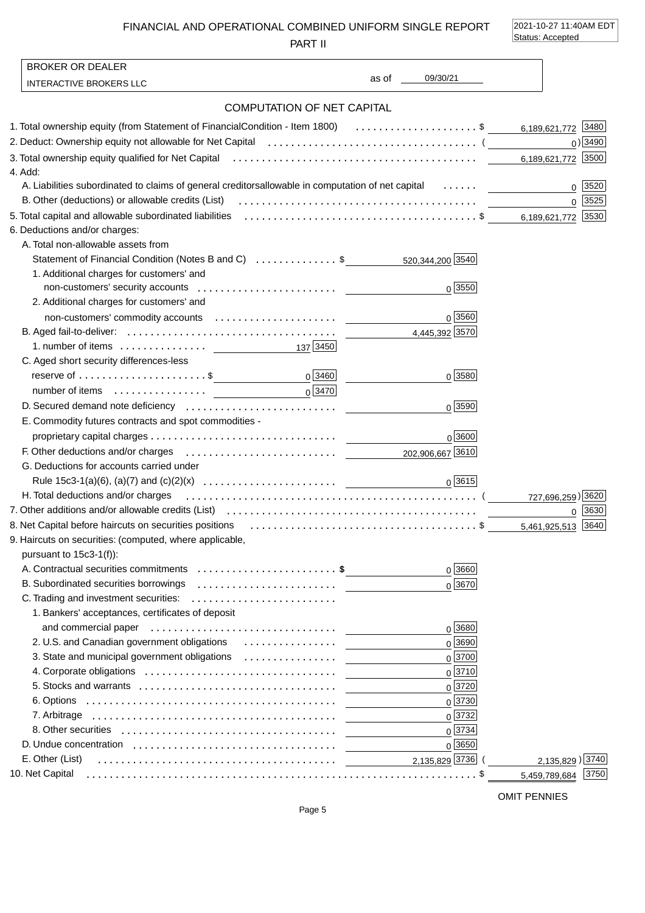# FINANCIAL AND OPERATIONAL COMBINED UNIFORM SINGLE REPORT

## PART II

2021-10-27 11:40AM EDT
Status: Accepted

BROKER OR DEALER
INTERACTIVE BROKERS LLC

as of 09/30/21

## COMPUTATION OF NET CAPITAL

| Item | | | | |
|---|---|---|---|---|
| 1. Total ownership equity (from Statement of FinancialCondition - Item 1800) | | | $ 6,189,621,772 | 3480 |
| 2. Deduct: Ownership equity not allowable for Net Capital | | | ( 0 ) | 3490 |
| 3. Total ownership equity qualified for Net Capital | | | 6,189,621,772 | 3500 |
| 4. Add: | | | | |
| A. Liabilities subordinated to claims of general creditorsallowable in computation of net capital | | | 0 | 3520 |
| B. Other (deductions) or allowable credits (List) | | | 0 | 3525 |
| 5. Total capital and allowable subordinated liabilities | | | $ 6,189,621,772 | 3530 |
| 6. Deductions and/or charges: | | | | |
| A. Total non-allowable assets from Statement of Financial Condition (Notes B and C) | | $ 520,344,200 [3540] | | |
| 1. Additional charges for customers' and non-customers' security accounts | | 0 [3550] | | |
| 2. Additional charges for customers' and non-customers' commodity accounts | | 0 [3560] | | |
| B. Aged fail-to-deliver: | | 4,445,392 [3570] | | |
| 1. number of items | 137 [3450] | | | |
| C. Aged short security differences-less reserve of | $ 0 [3460] | 0 [3580] | | |
| number of items | 0 [3470] | | | |
| D. Secured demand note deficiency | | 0 [3590] | | |
| E. Commodity futures contracts and spot commodities - proprietary capital charges | | 0 [3600] | | |
| F. Other deductions and/or charges | | 202,906,667 [3610] | | |
| G. Deductions for accounts carried under Rule 15c3-1(a)(6), (a)(7) and (c)(2)(x) | | 0 [3615] | | |
| H. Total deductions and/or charges | | | ( 727,696,259 ) | 3620 |
| 7. Other additions and/or allowable credits (List) | | | 0 | 3630 |
| 8. Net Capital before haircuts on securities positions | | | $ 5,461,925,513 | 3640 |
| 9. Haircuts on securities: (computed, where applicable, pursuant to 15c3-1(f)): | | | | |
| A. Contractual securities commitments | | $ 0 [3660] | | |
| B. Subordinated securities borrowings | | 0 [3670] | | |
| C. Trading and investment securities: | | | | |
| 1. Bankers' acceptances, certificates of deposit and commercial paper | | 0 [3680] | | |
| 2. U.S. and Canadian government obligations | | 0 [3690] | | |
| 3. State and municipal government obligations | | 0 [3700] | | |
| 4. Corporate obligations | | 0 [3710] | | |
| 5. Stocks and warrants | | 0 [3720] | | |
| 6. Options | | 0 [3730] | | |
| 7. Arbitrage | | 0 [3732] | | |
| 8. Other securities | | 0 [3734] | | |
| D. Undue concentration | | 0 [3650] | | |
| E. Other (List) | | 2,135,829 [3736] | ( 2,135,829 ) | 3740 |
| 10. Net Capital | | | $ 5,459,789,684 | 3750 |

OMIT PENNIES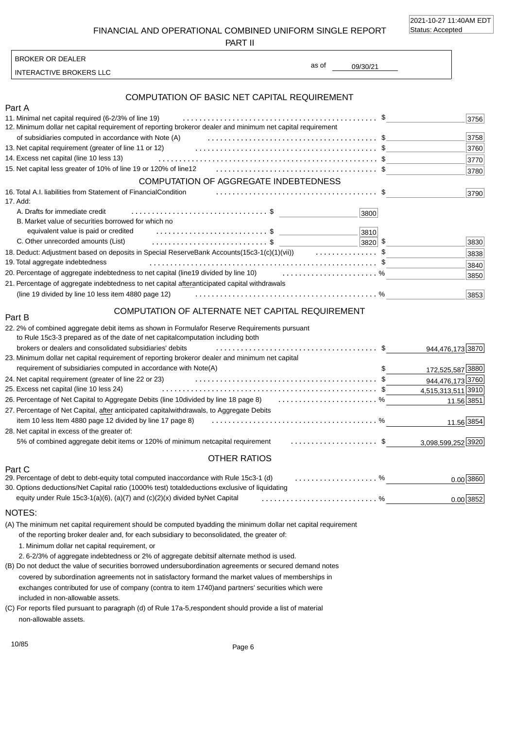FINANCIAL AND OPERATIONAL COMBINED UNIFORM SINGLE REPORT

PART II

2021-10-27 11:40AM EDT
Status: Accepted

BROKER OR DEALER

INTERACTIVE BROKERS LLC

as of 09/30/21

## COMPUTATION OF BASIC NET CAPITAL REQUIREMENT

### Part A

| Item | | Amount | Code |
|---|---|---|---|
| 11. Minimal net capital required (6-2/3% of line 19) | | $ | 3756 |
| 12. Minimum dollar net capital requirement of reporting brokeror dealer and minimum net capital requirement of subsidiaries computed in accordance with Note (A) | | $ | 3758 |
| 13. Net capital requirement (greater of line 11 or 12) | | $ | 3760 |
| 14. Excess net capital (line 10 less 13) | | $ | 3770 |
| 15. Net capital less greater of 10% of line 19 or 120% of line12 | | $ | 3780 |

## COMPUTATION OF AGGREGATE INDEBTEDNESS

| Item | Sub-amount | Amount | Code |
|---|---|---|---|
| 16. Total A.I. liabilities from Statement of FinancialCondition | | $ | 3790 |
| 17. Add: | | | |
| A. Drafts for immediate credit | $ [3800] | | |
| B. Market value of securities borrowed for which no equivalent value is paid or credited | $ [3810] | | |
| C. Other unrecorded amounts (List) | $ [3820] | $ | 3830 |
| 18. Deduct: Adjustment based on deposits in Special ReserveBank Accounts(15c3-1(c)(1)(vii)) | | $ | 3838 |
| 19. Total aggregate indebtedness | | $ | 3840 |
| 20. Percentage of aggregate indebtedness to net capital (line19 divided by line 10) | | % | 3850 |
| 21. Percentage of aggregate indebtedness to net capital afteranticipated capital withdrawals (line 19 divided by line 10 less item 4880 page 12) | | % | 3853 |

## COMPUTATION OF ALTERNATE NET CAPITAL REQUIREMENT

### Part B

| Item | Amount | Code |
|---|---|---|
| 22. 2% of combined aggregate debit items as shown in Formulafor Reserve Requirements pursuant to Rule 15c3-3 prepared as of the date of net capitalcomputation including both brokers or dealers and consolidated subsidiaries' debits | $ 944,476,173 | 3870 |
| 23. Minimum dollar net capital requirement of reporting brokeror dealer and minimum net capital requirement of subsidiaries computed in accordance with Note(A) | $ 172,525,587 | 3880 |
| 24. Net capital requirement (greater of line 22 or 23) | $ 944,476,173 | 3760 |
| 25. Excess net capital (line 10 less 24) | $ 4,515,313,511 | 3910 |
| 26. Percentage of Net Capital to Aggregate Debits (line 10divided by line 18 page 8) | % 11.56 | 3851 |
| 27. Percentage of Net Capital, after anticipated capitalwithdrawals, to Aggregate Debits item 10 less Item 4880 page 12 divided by line 17 page 8) | % 11.56 | 3854 |
| 28. Net capital in excess of the greater of: 5% of combined aggregate debit items or 120% of minimum netcapital requirement | $ 3,098,599,252 | 3920 |

## OTHER RATIOS

### Part C

| Item | Amount | Code |
|---|---|---|
| 29. Percentage of debt to debt-equity total computed inaccordance with Rule 15c3-1 (d) | % 0.00 | 3860 |
| 30. Options deductions/Net Capital ratio (1000% test) totaldeductions exclusive of liquidating equity under Rule 15c3-1(a)(6), (a)(7) and (c)(2)(x) divided byNet Capital | % 0.00 | 3852 |

NOTES:

(A) The minimum net capital requirement should be computed byadding the minimum dollar net capital requirement of the reporting broker dealer and, for each subsidiary to beconsolidated, the greater of:

1. Minimum dollar net capital requirement, or
2. 6-2/3% of aggregate indebtedness or 2% of aggregate debitsif alternate method is used.

(B) Do not deduct the value of securities borrowed undersubordination agreements or secured demand notes covered by subordination agreements not in satisfactory formand the market values of memberships in exchanges contributed for use of company (contra to item 1740)and partners' securities which were included in non-allowable assets.

(C) For reports filed pursuant to paragraph (d) of Rule 17a-5,respondent should provide a list of material non-allowable assets.

10/85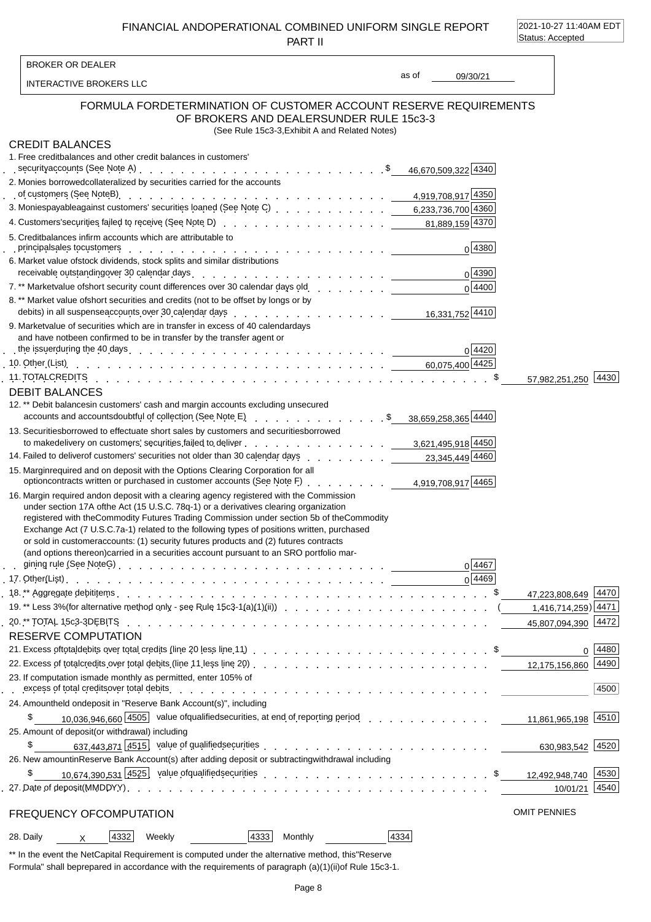# FINANCIAL ANDOPERATIONAL COMBINED UNIFORM SINGLE REPORT PART II

2021-10-27 11:40AM EDT
Status: Accepted

BROKER OR DEALER

INTERACTIVE BROKERS LLC

as of 09/30/21

## FORMULA FORDETERMINATION OF CUSTOMER ACCOUNT RESERVE REQUIREMENTS OF BROKERS AND DEALERSUNDER RULE 15c3-3

(See Rule 15c3-3,Exhibit A and Related Notes)

### CREDIT BALANCES

| Item | | | Code | | Code |
|---|---|---|---|---|---|
| 1. Free creditbalances and other credit balances in customers' securityaccounts (See Note A) | $ | 46,670,509,322 | 4340 | | |
| 2. Monies borrowedcollateralized by securities carried for the accounts of customers (See NoteB) | | 4,919,708,917 | 4350 | | |
| 3. Moniespayableagainst customers' securities loaned (See Note C) | | 6,233,736,700 | 4360 | | |
| 4. Customers'securities failed to receive (See Note D) | | 81,889,159 | 4370 | | |
| 5. Creditbalances infirm accounts which are attributable to principalsales tocustomers | | 0 | 4380 | | |
| 6. Market value ofstock dividends, stock splits and similar distributions receivable outstandingover 30 calendar days | | 0 | 4390 | | |
| 7. ** Marketvalue ofshort security count differences over 30 calendar days old | | 0 | 4400 | | |
| 8. ** Market value ofshort securities and credits (not to be offset by longs or by debits) in all suspenseaccounts over 30 calendar days | | 16,331,752 | 4410 | | |
| 9. Marketvalue of securities which are in transfer in excess of 40 calendardays and have notbeen confirmed to be in transfer by the transfer agent or the issuerduring the 40 days | | 0 | 4420 | | |
| 10. Other (List) | | 60,075,400 | 4425 | | |
| 11. TOTALCREDITS | | | | $ 57,982,251,250 | 4430 |

### DEBIT BALANCES

| Item | | | Code | | Code |
|---|---|---|---|---|---|
| 12. ** Debit balancesin customers' cash and margin accounts excluding unsecured accounts and accountsdoubtful of collection (See Note E) | $ | 38,659,258,365 | 4440 | | |
| 13. Securitiesborrowed to effectuate short sales by customers and securitiesborrowed to makedelivery on customers' securities failed to deliver | | 3,621,495,918 | 4450 | | |
| 14. Failed to deliverof customers' securities not older than 30 calendar days | | 23,345,449 | 4460 | | |
| 15. Marginrequired and on deposit with the Options Clearing Corporation for all optioncontracts written or purchased in customer accounts (See Note F) | | 4,919,708,917 | 4465 | | |
| 16. Margin required andon deposit with a clearing agency registered with the Commission under section 17A ofthe Act (15 U.S.C. 78q-1) or a derivatives clearing organization registered with theCommodity Futures Trading Commission under section 5b of theCommodity Exchange Act (7 U.S.C.7a-1) related to the following types of positions written, purchased or sold in customeraccounts: (1) security futures products and (2) futures contracts (and options thereon)carried in a securities account pursuant to an SRO portfolio margining rule (See NoteG) | | 0 | 4467 | | |
| 17. Other(List) | | 0 | 4469 | | |
| 18. ** Aggregate debititems | | | | $ 47,223,808,649 | 4470 |
| 19. ** Less 3%(for alternative method only - see Rule 15c3-1(a)(1)(ii)) | | | | (1,416,714,259) | 4471 |
| 20. ** TOTAL 15c3-3DEBITS | | | | 45,807,094,390 | 4472 |

### RESERVE COMPUTATION

| Item | | Code | | Code |
|---|---|---|---|---|
| 21. Excess oftotaldebits over total credits (line 20 less line 11) | | | $ 0 | 4480 |
| 22. Excess of totalcredits over total debits (line 11 less line 20) | | | 12,175,156,860 | 4490 |
| 23. If computation ismade monthly as permitted, enter 105% of excess of total creditsover total debits | | | | 4500 |
| 24. Amountheld ondeposit in "Reserve Bank Account(s)", including $ 10,036,946,660 value ofqualifiedsecurities, at end of reporting period | | 4505 | 11,861,965,198 | 4510 |
| 25. Amount of deposit(or withdrawal) including $ 637,443,871 value of qualifiedsecurities | | 4515 | 630,983,542 | 4520 |
| 26. New amountinReserve Bank Account(s) after adding deposit or subtractingwithdrawal including $ 10,674,390,531 value ofqualifiedsecurities | | 4525 | $ 12,492,948,740 | 4530 |
| 27. Date of deposit(MMDDYY) | | | 10/01/21 | 4540 |

OMIT PENNIES

### FREQUENCY OFCOMPUTATION

28. Daily X [4332] Weekly [4333] Monthly [4334]

** In the event the NetCapital Requirement is computed under the alternative method, this"Reserve Formula" shall beprepared in accordance with the requirements of paragraph (a)(1)(ii)of Rule 15c3-1.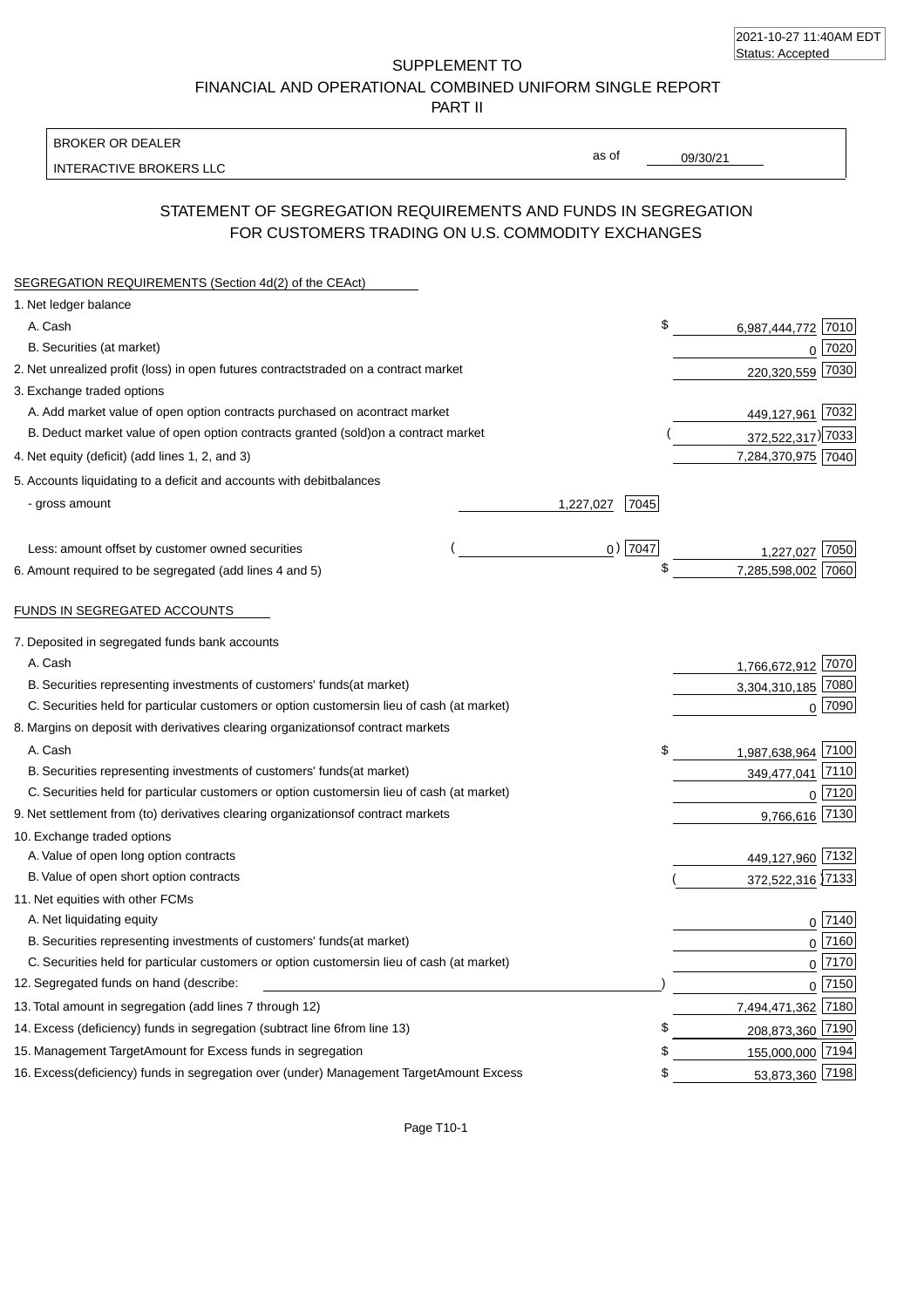2021-10-27 11:40AM EDT
Status: Accepted

SUPPLEMENT TO
FINANCIAL AND OPERATIONAL COMBINED UNIFORM SINGLE REPORT
PART II

BROKER OR DEALER
INTERACTIVE BROKERS LLC

as of 09/30/21

## STATEMENT OF SEGREGATION REQUIREMENTS AND FUNDS IN SEGREGATION FOR CUSTOMERS TRADING ON U.S. COMMODITY EXCHANGES

**SEGREGATION REQUIREMENTS (Section 4d(2) of the CEAct)**

| Item | | | Amount | Code |
|---|---|---|---|---|
| 1. Net ledger balance | | | | |
| A. Cash | | | $ 6,987,444,772 | 7010 |
| B. Securities (at market) | | | 0 | 7020 |
| 2. Net unrealized profit (loss) in open futures contracts traded on a contract market | | | 220,320,559 | 7030 |
| 3. Exchange traded options | | | | |
| A. Add market value of open option contracts purchased on a contract market | | | 449,127,961 | 7032 |
| B. Deduct market value of open option contracts granted (sold) on a contract market | | | (372,522,317) | 7033 |
| 4. Net equity (deficit) (add lines 1, 2, and 3) | | | 7,284,370,975 | 7040 |
| 5. Accounts liquidating to a deficit and accounts with debit balances | | | | |
| - gross amount | 1,227,027 | 7045 | | |
| Less: amount offset by customer owned securities | (0) | 7047 | 1,227,027 | 7050 |
| 6. Amount required to be segregated (add lines 4 and 5) | | | $ 7,285,598,002 | 7060 |

**FUNDS IN SEGREGATED ACCOUNTS**

| Item | Amount | Code |
|---|---|---|
| 7. Deposited in segregated funds bank accounts | | |
| A. Cash | 1,766,672,912 | 7070 |
| B. Securities representing investments of customers' funds (at market) | 3,304,310,185 | 7080 |
| C. Securities held for particular customers or option customers in lieu of cash (at market) | 0 | 7090 |
| 8. Margins on deposit with derivatives clearing organizations of contract markets | | |
| A. Cash | $ 1,987,638,964 | 7100 |
| B. Securities representing investments of customers' funds (at market) | 349,477,041 | 7110 |
| C. Securities held for particular customers or option customers in lieu of cash (at market) | 0 | 7120 |
| 9. Net settlement from (to) derivatives clearing organizations of contract markets | 9,766,616 | 7130 |
| 10. Exchange traded options | | |
| A. Value of open long option contracts | 449,127,960 | 7132 |
| B. Value of open short option contracts | (372,522,316) | 7133 |
| 11. Net equities with other FCMs | | |
| A. Net liquidating equity | 0 | 7140 |
| B. Securities representing investments of customers' funds (at market) | 0 | 7160 |
| C. Securities held for particular customers or option customers in lieu of cash (at market) | 0 | 7170 |
| 12. Segregated funds on hand (describe: ) | 0 | 7150 |
| 13. Total amount in segregation (add lines 7 through 12) | 7,494,471,362 | 7180 |
| 14. Excess (deficiency) funds in segregation (subtract line 6 from line 13) | $ 208,873,360 | 7190 |
| 15. Management Target Amount for Excess funds in segregation | $ 155,000,000 | 7194 |
| 16. Excess (deficiency) funds in segregation over (under) Management Target Amount Excess | $ 53,873,360 | 7198 |

Page T10-1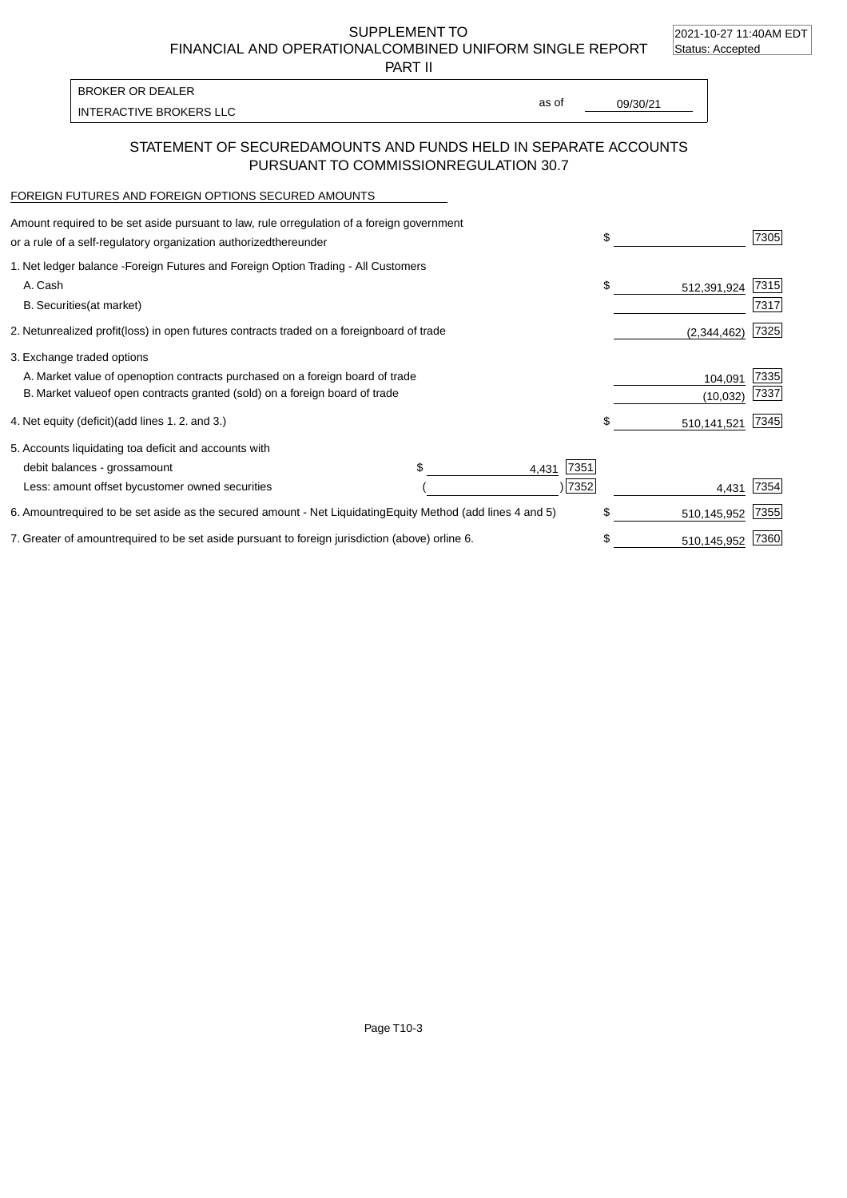SUPPLEMENT TO
FINANCIAL AND OPERATIONAL COMBINED UNIFORM SINGLE REPORT
PART II

2021-10-27 11:40AM EDT
Status: Accepted

BROKER OR DEALER
INTERACTIVE BROKERS LLC

as of 09/30/21

## STATEMENT OF SECURED AMOUNTS AND FUNDS HELD IN SEPARATE ACCOUNTS PURSUANT TO COMMISSION REGULATION 30.7

FOREIGN FUTURES AND FOREIGN OPTIONS SECURED AMOUNTS

| | | | | |
|---|---|---|---|---|
| Amount required to be set aside pursuant to law, rule or regulation of a foreign government or a rule of a self-regulatory organization authorized thereunder | | | $ | 7305 |
| 1. Net ledger balance - Foreign Futures and Foreign Option Trading - All Customers | | | | |
| A. Cash | | | $ 512,391,924 | 7315 |
| B. Securities (at market) | | | | 7317 |
| 2. Net unrealized profit (loss) in open futures contracts traded on a foreign board of trade | | | (2,344,462) | 7325 |
| 3. Exchange traded options | | | | |
| A. Market value of open option contracts purchased on a foreign board of trade | | | 104,091 | 7335 |
| B. Market value of open contracts granted (sold) on a foreign board of trade | | | (10,032) | 7337 |
| 4. Net equity (deficit) (add lines 1. 2. and 3.) | | | $ 510,141,521 | 7345 |
| 5. Accounts liquidating to a deficit and accounts with | | | | |
| debit balances - gross amount | $ 4,431 | 7351 | | |
| Less: amount offset by customer owned securities | ( ) | 7352 | 4,431 | 7354 |
| 6. Amount required to be set aside as the secured amount - Net Liquidating Equity Method (add lines 4 and 5) | | | $ 510,145,952 | 7355 |
| 7. Greater of amount required to be set aside pursuant to foreign jurisdiction (above) or line 6. | | | $ 510,145,952 | 7360 |

Page T10-3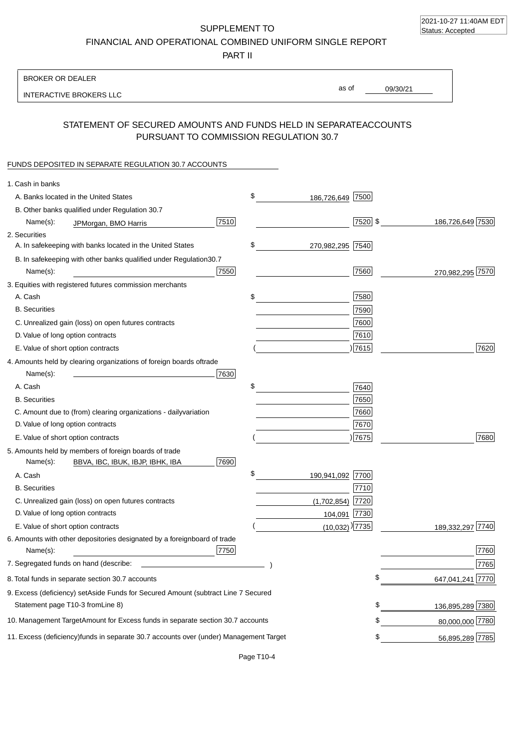2021-10-27 11:40AM EDT
Status: Accepted

# SUPPLEMENT TO
# FINANCIAL AND OPERATIONAL COMBINED UNIFORM SINGLE REPORT
# PART II

BROKER OR DEALER

INTERACTIVE BROKERS LLC

as of 09/30/21

## STATEMENT OF SECURED AMOUNTS AND FUNDS HELD IN SEPARATEACCOUNTS PURSUANT TO COMMISSION REGULATION 30.7

FUNDS DEPOSITED IN SEPARATE REGULATION 30.7 ACCOUNTS

| | | | | |
|---|---|---|---|---|
| 1. Cash in banks | | | | |
| A. Banks located in the United States | | $ 186,726,649 [7500] | | |
| B. Other banks qualified under Regulation 30.7 | | | | |
| Name(s): | JPMorgan, BMO Harris [7510] | [7520] | $ | 186,726,649 [7530] |
| 2. Securities | | | | |
| A. In safekeeping with banks located in the United States | | $ 270,982,295 [7540] | | |
| B. In safekeeping with other banks qualified under Regulation30.7 | | | | |
| Name(s): | [7550] | [7560] | | 270,982,295 [7570] |
| 3. Equities with registered futures commission merchants | | | | |
| A. Cash | | $ [7580] | | |
| B. Securities | | [7590] | | |
| C. Unrealized gain (loss) on open futures contracts | | [7600] | | |
| D. Value of long option contracts | | [7610] | | |
| E. Value of short option contracts | | ( ) [7615] | | [7620] |
| 4. Amounts held by clearing organizations of foreign boards oftrade | | | | |
| Name(s): | [7630] | | | |
| A. Cash | | $ [7640] | | |
| B. Securities | | [7650] | | |
| C. Amount due to (from) clearing organizations - dailyvariation | | [7660] | | |
| D. Value of long option contracts | | [7670] | | |
| E. Value of short option contracts | | ( ) [7675] | | [7680] |
| 5. Amounts held by members of foreign boards of trade | | | | |
| Name(s): | BBVA, IBC, IBUK, IBJP, IBHK, IBA [7690] | | | |
| A. Cash | | $ 190,941,092 [7700] | | |
| B. Securities | | [7710] | | |
| C. Unrealized gain (loss) on open futures contracts | | (1,702,854) [7720] | | |
| D. Value of long option contracts | | 104,091 [7730] | | |
| E. Value of short option contracts | | ( (10,032) ) [7735] | | 189,332,297 [7740] |
| 6. Amounts with other depositories designated by a foreignboard of trade | | | | |
| Name(s): | [7750] | | | [7760] |
| 7. Segregated funds on hand (describe: ) | | | | [7765] |
| 8. Total funds in separate section 30.7 accounts | | | $ | 647,041,241 [7770] |
| 9. Excess (deficiency) setAside Funds for Secured Amount (subtract Line 7 Secured Statement page T10-3 fromLine 8) | | | $ | 136,895,289 [7380] |
| 10. Management TargetAmount for Excess funds in separate section 30.7 accounts | | | $ | 80,000,000 [7780] |
| 11. Excess (deficiency)funds in separate 30.7 accounts over (under) Management Target | | | $ | 56,895,289 [7785] |

Page T10-4